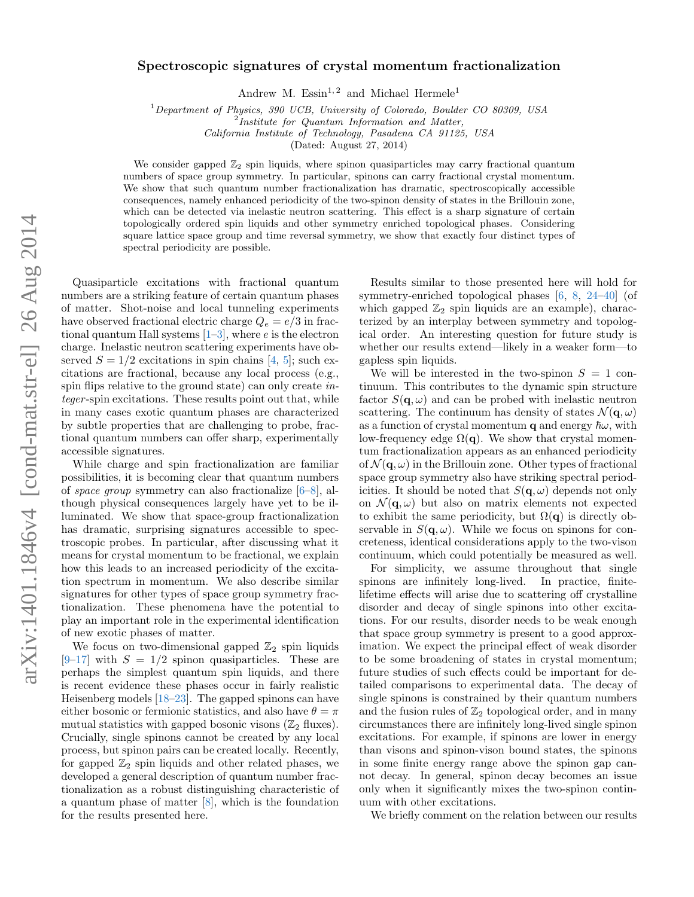# Spectroscopic signatures of crystal momentum fractionalization

Andrew M. Essin[1,2] and Michael Hermele[1]

[1] Department of Physics, 390 UCB, University of Colorado, Boulder CO 80309, USA
[2] Institute for Quantum Information and Matter, California Institute of Technology, Pasadena CA 91125, USA

(Dated: August 27, 2014)

We consider gapped $\mathbb{Z}_2$ spin liquids, where spinon quasiparticles may carry fractional quantum numbers of space group symmetry. In particular, spinons can carry fractional crystal momentum. We show that such quantum number fractionalization has dramatic, spectroscopically accessible consequences, namely enhanced periodicity of the two-spinon density of states in the Brillouin zone, which can be detected via inelastic neutron scattering. This effect is a sharp signature of certain topologically ordered spin liquids and other symmetry enriched topological phases. Considering square lattice space group and time reversal symmetry, we show that exactly four distinct types of spectral periodicity are possible.

Quasiparticle excitations with fractional quantum numbers are a striking feature of certain quantum phases of matter. Shot-noise and local tunneling experiments have observed fractional electric charge $Q_e = e/3$ in fractional quantum Hall systems [1–3], where $e$ is the electron charge. Inelastic neutron scattering experiments have observed $S = 1/2$ excitations in spin chains [4, 5]; such excitations are fractional, because any local process (e.g., spin flips relative to the ground state) can only create *integer*-spin excitations. These results point out that, while in many cases exotic quantum phases are characterized by subtle properties that are challenging to probe, fractional quantum numbers can offer sharp, experimentally accessible signatures.

While charge and spin fractionalization are familiar possibilities, it is becoming clear that quantum numbers of *space group* symmetry can also fractionalize [6–8], although physical consequences largely have yet to be illuminated. We show that space-group fractionalization has dramatic, surprising signatures accessible to spectroscopic probes. In particular, after discussing what it means for crystal momentum to be fractional, we explain how this leads to an increased periodicity of the excitation spectrum in momentum. We also describe similar signatures for other types of space group symmetry fractionalization. These phenomena have the potential to play an important role in the experimental identification of new exotic phases of matter.

We focus on two-dimensional gapped $\mathbb{Z}_2$ spin liquids [9–17] with $S = 1/2$ spinon quasiparticles. These are perhaps the simplest quantum spin liquids, and there is recent evidence these phases occur in fairly realistic Heisenberg models [18–23]. The gapped spinons can have either bosonic or fermionic statistics, and also have $\theta = \pi$ mutual statistics with gapped bosonic visons ($\mathbb{Z}_2$ fluxes). Crucially, single spinons cannot be created by any local process, but spinon pairs can be created locally. Recently, for gapped $\mathbb{Z}_2$ spin liquids and other related phases, we developed a general description of quantum number fractionalization as a robust distinguishing characteristic of a quantum phase of matter [8], which is the foundation for the results presented here.

Results similar to those presented here will hold for symmetry-enriched topological phases [6, 8, 24–40] (of which gapped $\mathbb{Z}_2$ spin liquids are an example), characterized by an interplay between symmetry and topological order. An interesting question for future study is whether our results extend—likely in a weaker form—to gapless spin liquids.

We will be interested in the two-spinon $S = 1$ continuum. This contributes to the dynamic spin structure factor $S(\mathbf{q}, \omega)$ and can be probed with inelastic neutron scattering. The continuum has density of states $\mathcal{N}(\mathbf{q}, \omega)$ as a function of crystal momentum $\mathbf{q}$ and energy $\hbar\omega$, with low-frequency edge $\Omega(\mathbf{q})$. We show that crystal momentum fractionalization appears as an enhanced periodicity of $\mathcal{N}(\mathbf{q}, \omega)$ in the Brillouin zone. Other types of fractional space group symmetry also have striking spectral periodicities. It should be noted that $S(\mathbf{q}, \omega)$ depends not only on $\mathcal{N}(\mathbf{q}, \omega)$ but also on matrix elements not expected to exhibit the same periodicity, but $\Omega(\mathbf{q})$ is directly observable in $S(\mathbf{q}, \omega)$. While we focus on spinons for concreteness, identical considerations apply to the two-vison continuum, which could potentially be measured as well.

For simplicity, we assume throughout that single spinons are infinitely long-lived. In practice, finite-lifetime effects will arise due to scattering off crystalline disorder and decay of single spinons into other excitations. For our results, disorder needs to be weak enough that space group symmetry is present to a good approximation. We expect the principal effect of weak disorder to be some broadening of states in crystal momentum; future studies of such effects could be important for detailed comparisons to experimental data. The decay of single spinons is constrained by their quantum numbers and the fusion rules of $\mathbb{Z}_2$ topological order, and in many circumstances there are infinitely long-lived single spinon excitations. For example, if spinons are lower in energy than visons and spinon-vison bound states, the spinons in some finite energy range above the spinon gap cannot decay. In general, spinon decay becomes an issue only when it significantly mixes the two-spinon continuum with other excitations.

We briefly comment on the relation between our results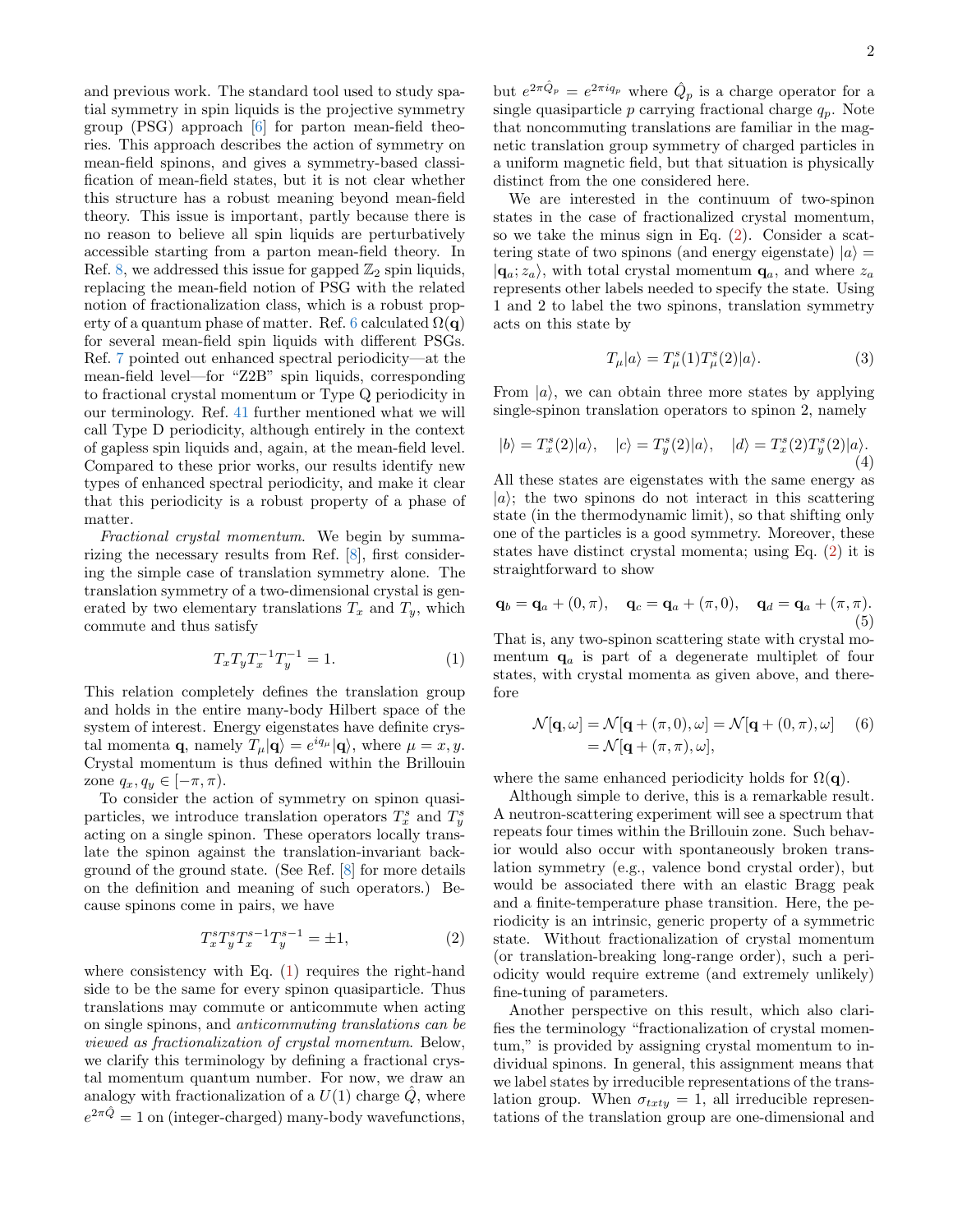and previous work. The standard tool used to study spatial symmetry in spin liquids is the projective symmetry group (PSG) approach [6] for parton mean-field theories. This approach describes the action of symmetry on mean-field spinons, and gives a symmetry-based classification of mean-field states, but it is not clear whether this structure has a robust meaning beyond mean-field theory. This issue is important, partly because there is no reason to believe all spin liquids are perturbatively accessible starting from a parton mean-field theory. In Ref. 8, we addressed this issue for gapped $\mathbb{Z}_2$ spin liquids, replacing the mean-field notion of PSG with the related notion of fractionalization class, which is a robust property of a quantum phase of matter. Ref. 6 calculated $\Omega(\mathbf{q})$ for several mean-field spin liquids with different PSGs. Ref. 7 pointed out enhanced spectral periodicity—at the mean-field level—for "Z2B" spin liquids, corresponding to fractional crystal momentum or Type Q periodicity in our terminology. Ref. 41 further mentioned what we will call Type D periodicity, although entirely in the context of gapless spin liquids and, again, at the mean-field level. Compared to these prior works, our results identify new types of enhanced spectral periodicity, and make it clear that this periodicity is a robust property of a phase of matter.

*Fractional crystal momentum.* We begin by summarizing the necessary results from Ref. [8], first considering the simple case of translation symmetry alone. The translation symmetry of a two-dimensional crystal is generated by two elementary translations $T_x$ and $T_y$, which commute and thus satisfy

$$T_x T_y T_x^{-1} T_y^{-1} = 1. \tag{1}$$

This relation completely defines the translation group and holds in the entire many-body Hilbert space of the system of interest. Energy eigenstates have definite crystal momenta $\mathbf{q}$, namely $T_\mu|\mathbf{q}\rangle = e^{iq_\mu}|\mathbf{q}\rangle$, where $\mu = x, y$. Crystal momentum is thus defined within the Brillouin zone $q_x, q_y \in [-\pi, \pi)$.

To consider the action of symmetry on spinon quasiparticles, we introduce translation operators $T_x^s$ and $T_y^s$ acting on a single spinon. These operators locally translate the spinon against the translation-invariant background of the ground state. (See Ref. [8] for more details on the definition and meaning of such operators.) Because spinons come in pairs, we have

$$T_x^s T_y^s T_x^{s-1} T_y^{s-1} = \pm 1, \tag{2}$$

where consistency with Eq. (1) requires the right-hand side to be the same for every spinon quasiparticle. Thus translations may commute or anticommute when acting on single spinons, and *anticommuting translations can be viewed as fractionalization of crystal momentum*. Below, we clarify this terminology by defining a fractional crystal momentum quantum number. For now, we draw an analogy with fractionalization of a $U(1)$ charge $\hat{Q}$, where $e^{2\pi\hat{Q}} = 1$ on (integer-charged) many-body wavefunctions, but $e^{2\pi\hat{Q}_p} = e^{2\pi i q_p}$ where $\hat{Q}_p$ is a charge operator for a single quasiparticle $p$ carrying fractional charge $q_p$. Note that noncommuting translations are familiar in the magnetic translation group symmetry of charged particles in a uniform magnetic field, but that situation is physically distinct from the one considered here.

We are interested in the continuum of two-spinon states in the case of fractionalized crystal momentum, so we take the minus sign in Eq. (2). Consider a scattering state of two spinons (and energy eigenstate) $|a\rangle = |\mathbf{q}_a; z_a\rangle$, with total crystal momentum $\mathbf{q}_a$, and where $z_a$ represents other labels needed to specify the state. Using 1 and 2 to label the two spinons, translation symmetry acts on this state by

$$T_\mu|a\rangle = T_\mu^s(1) T_\mu^s(2)|a\rangle. \tag{3}$$

From $|a\rangle$, we can obtain three more states by applying single-spinon translation operators to spinon 2, namely

$$|b\rangle = T_x^s(2)|a\rangle, \quad |c\rangle = T_y^s(2)|a\rangle, \quad |d\rangle = T_x^s(2)T_y^s(2)|a\rangle. \tag{4}$$

All these states are eigenstates with the same energy as $|a\rangle$; the two spinons do not interact in this scattering state (in the thermodynamic limit), so that shifting only one of the particles is a good symmetry. Moreover, these states have distinct crystal momenta; using Eq. (2) it is straightforward to show

$$\mathbf{q}_b = \mathbf{q}_a + (0,\pi), \quad \mathbf{q}_c = \mathbf{q}_a + (\pi,0), \quad \mathbf{q}_d = \mathbf{q}_a + (\pi,\pi). \tag{5}$$

That is, any two-spinon scattering state with crystal momentum $\mathbf{q}_a$ is part of a degenerate multiplet of four states, with crystal momenta as given above, and therefore

$$\begin{aligned}\mathcal{N}[\mathbf{q},\omega] &= \mathcal{N}[\mathbf{q}+(\pi,0),\omega] = \mathcal{N}[\mathbf{q}+(0,\pi),\omega] \\ &= \mathcal{N}[\mathbf{q}+(\pi,\pi),\omega],\end{aligned} \tag{6}$$

where the same enhanced periodicity holds for $\Omega(\mathbf{q})$.

Although simple to derive, this is a remarkable result. A neutron-scattering experiment will see a spectrum that repeats four times within the Brillouin zone. Such behavior would also occur with spontaneously broken translation symmetry (e.g., valence bond crystal order), but would be associated there with an elastic Bragg peak and a finite-temperature phase transition. Here, the periodicity is an intrinsic, generic property of a symmetric state. Without fractionalization of crystal momentum (or translation-breaking long-range order), such a periodicity would require extreme (and extremely unlikely) fine-tuning of parameters.

Another perspective on this result, which also clarifies the terminology "fractionalization of crystal momentum," is provided by assigning crystal momentum to individual spinons. In general, this assignment means that we label states by irreducible representations of the translation group. When $\sigma_{txty} = 1$, all irreducible representations of the translation group are one-dimensional and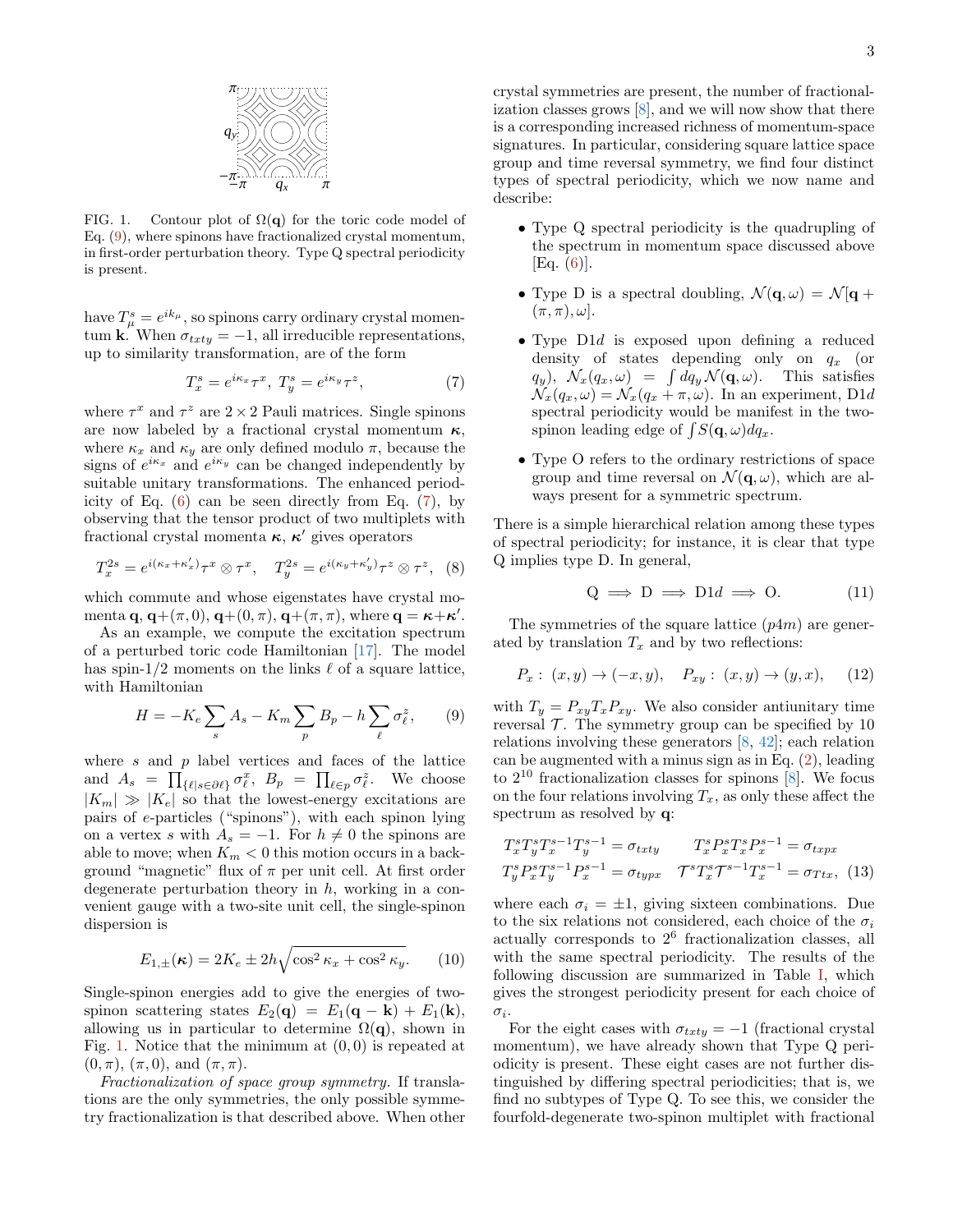FIG. 1. Contour plot of $\Omega(\mathbf{q})$ for the toric code model of Eq. (9), where spinons have fractionalized crystal momentum, in first-order perturbation theory. Type Q spectral periodicity is present.

have $T^s_\mu = e^{ik_\mu}$, so spinons carry ordinary crystal momentum $\mathbf{k}$. When $\sigma_{txty} = -1$, all irreducible representations, up to similarity transformation, are of the form

$$T^s_x = e^{i\kappa_x}\tau^x,\ T^s_y = e^{i\kappa_y}\tau^z, \tag{7}$$

where $\tau^x$ and $\tau^z$ are $2\times 2$ Pauli matrices. Single spinons are now labeled by a fractional crystal momentum $\boldsymbol{\kappa}$, where $\kappa_x$ and $\kappa_y$ are only defined modulo $\pi$, because the signs of $e^{i\kappa_x}$ and $e^{i\kappa_y}$ can be changed independently by suitable unitary transformations. The enhanced periodicity of Eq. (6) can be seen directly from Eq. (7), by observing that the tensor product of two multiplets with fractional crystal momenta $\boldsymbol{\kappa}$, $\boldsymbol{\kappa}'$ gives operators

$$T^{2s}_x = e^{i(\kappa_x+\kappa'_x)}\tau^x\otimes\tau^x,\quad T^{2s}_y = e^{i(\kappa_y+\kappa'_y)}\tau^z\otimes\tau^z, \tag{8}$$

which commute and whose eigenstates have crystal momenta $\mathbf{q}$, $\mathbf{q}+(\pi,0)$, $\mathbf{q}+(0,\pi)$, $\mathbf{q}+(\pi,\pi)$, where $\mathbf{q} = \boldsymbol{\kappa}+\boldsymbol{\kappa}'$.

As an example, we compute the excitation spectrum of a perturbed toric code Hamiltonian [17]. The model has spin-1/2 moments on the links $\ell$ of a square lattice, with Hamiltonian

$$H = -K_e\sum_s A_s - K_m\sum_p B_p - h\sum_\ell \sigma^z_\ell, \tag{9}$$

where $s$ and $p$ label vertices and faces of the lattice and $A_s = \prod_{\{\ell | s\in\partial\ell\}}\sigma^x_\ell$, $B_p = \prod_{\ell\in p}\sigma^z_\ell$. We choose $|K_m| \gg |K_e|$ so that the lowest-energy excitations are pairs of $e$-particles ("spinons"), with each spinon lying on a vertex $s$ with $A_s = -1$. For $h \neq 0$ the spinons are able to move; when $K_m < 0$ this motion occurs in a background "magnetic" flux of $\pi$ per unit cell. At first order degenerate perturbation theory in $h$, working in a convenient gauge with a two-site unit cell, the single-spinon dispersion is

$$E_{1,\pm}(\boldsymbol{\kappa}) = 2K_e \pm 2h\sqrt{\cos^2\kappa_x + \cos^2\kappa_y}. \tag{10}$$

Single-spinon energies add to give the energies of two-spinon scattering states $E_2(\mathbf{q}) = E_1(\mathbf{q}-\mathbf{k}) + E_1(\mathbf{k})$, allowing us in particular to determine $\Omega(\mathbf{q})$, shown in Fig. 1. Notice that the minimum at $(0,0)$ is repeated at $(0,\pi)$, $(\pi,0)$, and $(\pi,\pi)$.

*Fractionalization of space group symmetry.* If translations are the only symmetries, the only possible symmetry fractionalization is that described above. When other crystal symmetries are present, the number of fractionalization classes grows [8], and we will now show that there is a corresponding increased richness of momentum-space signatures. In particular, considering square lattice space group and time reversal symmetry, we find four distinct types of spectral periodicity, which we now name and describe:

- Type Q spectral periodicity is the quadrupling of the spectrum in momentum space discussed above [Eq. (6)].
- Type D is a spectral doubling, $\mathcal{N}(\mathbf{q},\omega) = \mathcal{N}[\mathbf{q}+(\pi,\pi),\omega]$.
- Type D1$d$ is exposed upon defining a reduced density of states depending only on $q_x$ (or $q_y$), $\mathcal{N}_x(q_x,\omega) = \int dq_y\,\mathcal{N}(\mathbf{q},\omega)$. This satisfies $\mathcal{N}_x(q_x,\omega) = \mathcal{N}_x(q_x+\pi,\omega)$. In an experiment, D1$d$ spectral periodicity would be manifest in the two-spinon leading edge of $\int S(\mathbf{q},\omega)dq_x$.
- Type O refers to the ordinary restrictions of space group and time reversal on $\mathcal{N}(\mathbf{q},\omega)$, which are always present for a symmetric spectrum.

There is a simple hierarchical relation among these types of spectral periodicity; for instance, it is clear that type Q implies type D. In general,

$$\text{Q} \implies \text{D} \implies \text{D1}d \implies \text{O}. \tag{11}$$

The symmetries of the square lattice ($p4m$) are generated by translation $T_x$ and by two reflections:

$$P_x:\ (x,y)\to(-x,y),\quad P_{xy}:\ (x,y)\to(y,x), \tag{12}$$

with $T_y = P_{xy}T_xP_{xy}$. We also consider antiunitary time reversal $\mathcal{T}$. The symmetry group can be specified by 10 relations involving these generators [8, 42]; each relation can be augmented with a minus sign as in Eq. (2), leading to $2^{10}$ fractionalization classes for spinons [8]. We focus on the four relations involving $T_x$, as only these affect the spectrum as resolved by $\mathbf{q}$:

$$\begin{aligned} T^s_xT^s_yT^{s-1}_xT^{s-1}_y &= \sigma_{txty} & T^s_xP^s_xT^s_xP^{s-1}_x &= \sigma_{txpx} \\ T^s_yP^s_xT^{s-1}_yP^{s-1}_x &= \sigma_{typx} & \mathcal{T}^sT^s_x\mathcal{T}^{s-1}T^{s-1}_x &= \sigma_{Ttx}, \end{aligned} \tag{13}$$

where each $\sigma_i = \pm 1$, giving sixteen combinations. Due to the six relations not considered, each choice of the $\sigma_i$ actually corresponds to $2^6$ fractionalization classes, all with the same spectral periodicity. The results of the following discussion are summarized in Table I, which gives the strongest periodicity present for each choice of $\sigma_i$.

For the eight cases with $\sigma_{txty} = -1$ (fractional crystal momentum), we have already shown that Type Q periodicity is present. These eight cases are not further distinguished by differing spectral periodicities; that is, we find no subtypes of Type Q. To see this, we consider the fourfold-degenerate two-spinon multiplet with fractional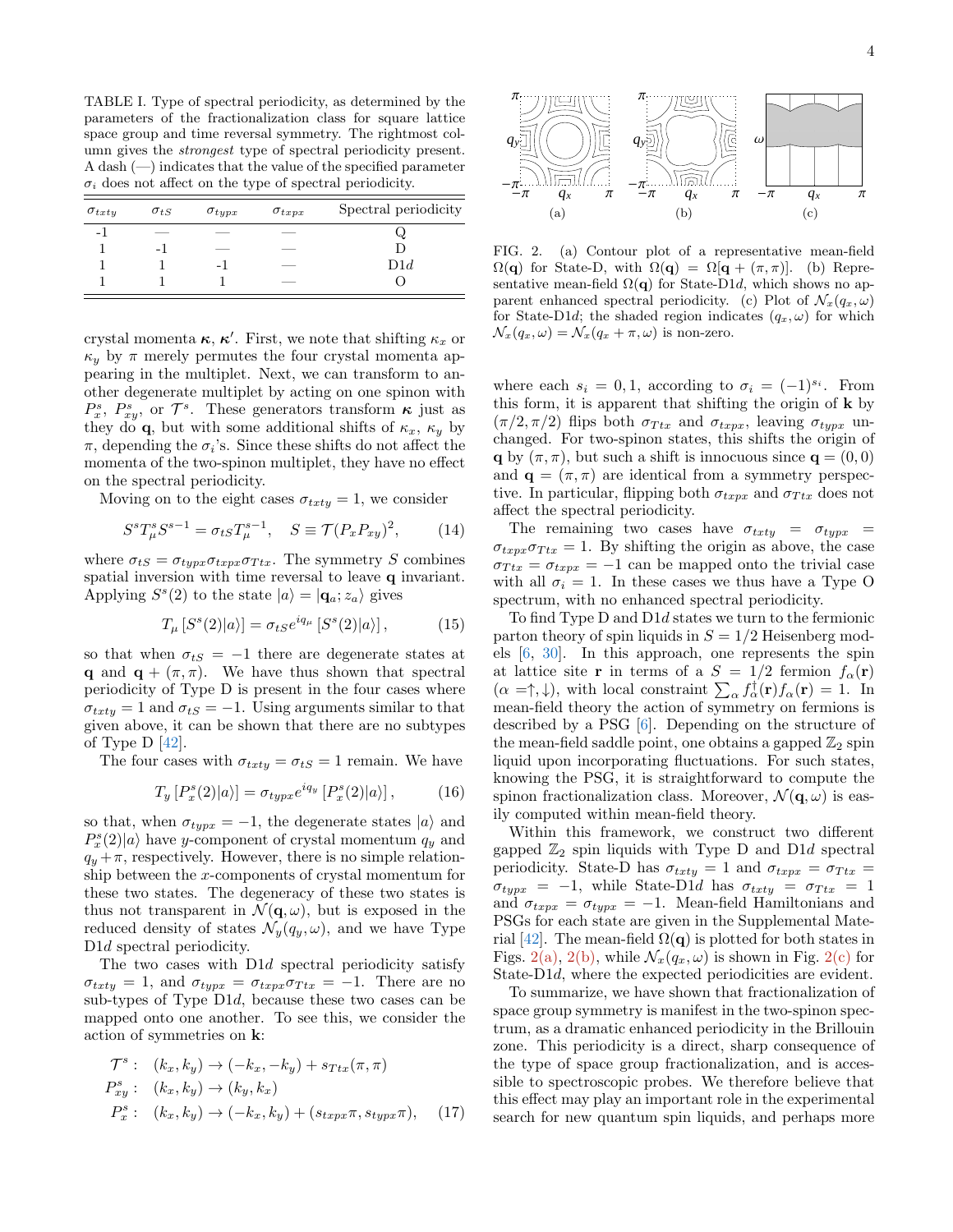TABLE I. Type of spectral periodicity, as determined by the parameters of the fractionalization class for square lattice space group and time reversal symmetry. The rightmost column gives the *strongest* type of spectral periodicity present. A dash (—) indicates that the value of the specified parameter $\sigma_i$ does not affect on the type of spectral periodicity.

| $\sigma_{txty}$ | $\sigma_{tS}$ | $\sigma_{typx}$ | $\sigma_{txpx}$ | Spectral periodicity |
|---|---|---|---|---|
| -1 | — | — | — | Q |
| 1 | -1 | — | — | D |
| 1 | 1 | -1 | — | D1$d$ |
| 1 | 1 | 1 | — | O |

crystal momenta $\boldsymbol{\kappa}$, $\boldsymbol{\kappa}'$. First, we note that shifting $\kappa_x$ or $\kappa_y$ by $\pi$ merely permutes the four crystal momenta appearing in the multiplet. Next, we can transform to another degenerate multiplet by acting on one spinon with $P^s_x$, $P^s_{xy}$, or $\mathcal{T}^s$. These generators transform $\boldsymbol{\kappa}$ just as they do $\mathbf{q}$, but with some additional shifts of $\kappa_x$, $\kappa_y$ by $\pi$, depending the $\sigma_i$'s. Since these shifts do not affect the momenta of the two-spinon multiplet, they have no effect on the spectral periodicity.

Moving on to the eight cases $\sigma_{txty} = 1$, we consider

$$S^s T^s_\mu S^{s-1} = \sigma_{tS} T^{s-1}_\mu, \quad S \equiv \mathcal{T}(P_x P_{xy})^2, \tag{14}$$

where $\sigma_{tS} = \sigma_{typx}\sigma_{txpx}\sigma_{Ttx}$. The symmetry $S$ combines spatial inversion with time reversal to leave $\mathbf{q}$ invariant. Applying $S^s(2)$ to the state $|a\rangle = |\mathbf{q}_a; z_a\rangle$ gives

$$T_\mu \left[S^s(2)|a\rangle\right] = \sigma_{tS} e^{iq_\mu} \left[S^s(2)|a\rangle\right], \tag{15}$$

so that when $\sigma_{tS} = -1$ there are degenerate states at $\mathbf{q}$ and $\mathbf{q} + (\pi, \pi)$. We have thus shown that spectral periodicity of Type D is present in the four cases where $\sigma_{txty} = 1$ and $\sigma_{tS} = -1$. Using arguments similar to that given above, it can be shown that there are no subtypes of Type D [42].

The four cases with $\sigma_{txty} = \sigma_{tS} = 1$ remain. We have

$$T_y \left[P^s_x(2)|a\rangle\right] = \sigma_{typx} e^{iq_y} \left[P^s_x(2)|a\rangle\right], \tag{16}$$

so that, when $\sigma_{typx} = -1$, the degenerate states $|a\rangle$ and $P^s_x(2)|a\rangle$ have $y$-component of crystal momentum $q_y$ and $q_y + \pi$, respectively. However, there is no simple relationship between the $x$-components of crystal momentum for these two states. The degeneracy of these two states is thus not transparent in $\mathcal{N}(\mathbf{q}, \omega)$, but is exposed in the reduced density of states $\mathcal{N}_y(q_y, \omega)$, and we have Type D1$d$ spectral periodicity.

The two cases with D1$d$ spectral periodicity satisfy $\sigma_{txty} = 1$, and $\sigma_{typx} = \sigma_{txpx}\sigma_{Ttx} = -1$. There are no sub-types of Type D1$d$, because these two cases can be mapped onto one another. To see this, we consider the action of symmetries on $\mathbf{k}$:

$$\begin{aligned}
\mathcal{T}^s &: \quad (k_x, k_y) \to (-k_x, -k_y) + s_{Ttx}(\pi, \pi) \\
P^s_{xy} &: \quad (k_x, k_y) \to (k_y, k_x) \\
P^s_x &: \quad (k_x, k_y) \to (-k_x, k_y) + (s_{txpx}\pi, s_{typx}\pi),
\end{aligned} \tag{17}$$

FIG. 2. (a) Contour plot of a representative mean-field $\Omega(\mathbf{q})$ for State-D, with $\Omega(\mathbf{q}) = \Omega[\mathbf{q} + (\pi, \pi)]$. (b) Representative mean-field $\Omega(\mathbf{q})$ for State-D1$d$, which shows no apparent enhanced spectral periodicity. (c) Plot of $\mathcal{N}_x(q_x, \omega)$ for State-D1$d$; the shaded region indicates $(q_x, \omega)$ for which $\mathcal{N}_x(q_x, \omega) = \mathcal{N}_x(q_x + \pi, \omega)$ is non-zero.

where each $s_i = 0, 1$, according to $\sigma_i = (-1)^{s_i}$. From this form, it is apparent that shifting the origin of $\mathbf{k}$ by $(\pi/2, \pi/2)$ flips both $\sigma_{Ttx}$ and $\sigma_{txpx}$, leaving $\sigma_{typx}$ unchanged. For two-spinon states, this shifts the origin of $\mathbf{q}$ by $(\pi, \pi)$, but such a shift is innocuous since $\mathbf{q} = (0, 0)$ and $\mathbf{q} = (\pi, \pi)$ are identical from a symmetry perspective. In particular, flipping both $\sigma_{txpx}$ and $\sigma_{Ttx}$ does not affect the spectral periodicity.

The remaining two cases have $\sigma_{txty} = \sigma_{typx} = \sigma_{txpx}\sigma_{Ttx} = 1$. By shifting the origin as above, the case $\sigma_{Ttx} = \sigma_{txpx} = -1$ can be mapped onto the trivial case with all $\sigma_i = 1$. In these cases we thus have a Type O spectrum, with no enhanced spectral periodicity.

To find Type D and D1$d$ states we turn to the fermionic parton theory of spin liquids in $S = 1/2$ Heisenberg models [6, 30]. In this approach, one represents the spin at lattice site $\mathbf{r}$ in terms of a $S = 1/2$ fermion $f_\alpha(\mathbf{r})$ ($\alpha = \uparrow, \downarrow$), with local constraint $\sum_\alpha f^\dagger_\alpha(\mathbf{r}) f_\alpha(\mathbf{r}) = 1$. In mean-field theory the action of symmetry on fermions is described by a PSG [6]. Depending on the structure of the mean-field saddle point, one obtains a gapped $\mathbb{Z}_2$ spin liquid upon incorporating fluctuations. For such states, knowing the PSG, it is straightforward to compute the spinon fractionalization class. Moreover, $\mathcal{N}(\mathbf{q}, \omega)$ is easily computed within mean-field theory.

Within this framework, we construct two different gapped $\mathbb{Z}_2$ spin liquids with Type D and D1$d$ spectral periodicity. State-D has $\sigma_{txty} = 1$ and $\sigma_{txpx} = \sigma_{Ttx} = \sigma_{typx} = -1$, while State-D1$d$ has $\sigma_{txty} = \sigma_{Ttx} = 1$ and $\sigma_{txpx} = \sigma_{typx} = -1$. Mean-field Hamiltonians and PSGs for each state are given in the Supplemental Material [42]. The mean-field $\Omega(\mathbf{q})$ is plotted for both states in Figs. 2(a), 2(b), while $\mathcal{N}_x(q_x, \omega)$ is shown in Fig. 2(c) for State-D1$d$, where the expected periodicities are evident.

To summarize, we have shown that fractionalization of space group symmetry is manifest in the two-spinon spectrum, as a dramatic enhanced periodicity in the Brillouin zone. This periodicity is a direct, sharp consequence of the type of space group fractionalization, and is accessible to spectroscopic probes. We therefore believe that this effect may play an important role in the experimental search for new quantum spin liquids, and perhaps more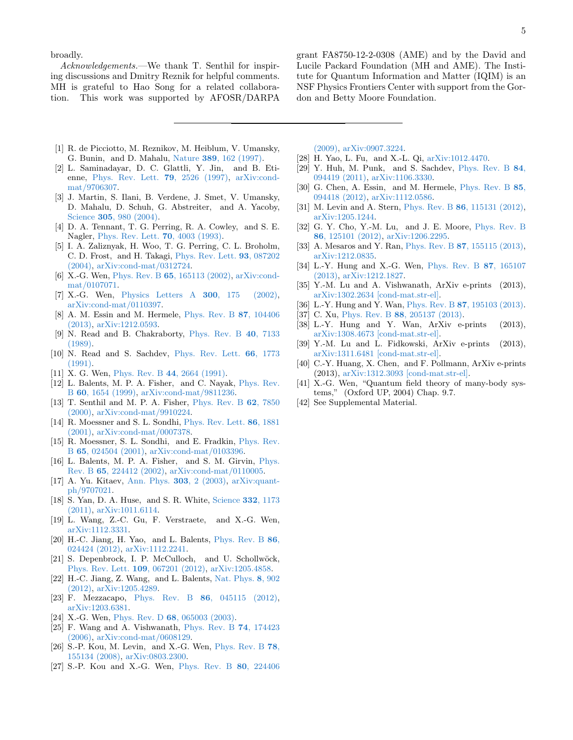broadly.

*Acknowledgements.*—We thank T. Senthil for inspiring discussions and Dmitry Reznik for helpful comments. MH is grateful to Hao Song for a related collaboration. This work was supported by AFOSR/DARPA grant FA8750-12-2-0308 (AME) and by the David and Lucile Packard Foundation (MH and AME). The Institute for Quantum Information and Matter (IQIM) is an NSF Physics Frontiers Center with support from the Gordon and Betty Moore Foundation.

---

[1] R. de Picciotto, M. Reznikov, M. Heiblum, V. Umansky, G. Bunin, and D. Mahalu, Nature **389**, 162 (1997).

[2] L. Saminadayar, D. C. Glattli, Y. Jin, and B. Etienne, Phys. Rev. Lett. **79**, 2526 (1997), arXiv:cond-mat/9706307.

[3] J. Martin, S. Ilani, B. Verdene, J. Smet, V. Umansky, D. Mahalu, D. Schuh, G. Abstreiter, and A. Yacoby, Science **305**, 980 (2004).

[4] D. A. Tennant, T. G. Perring, R. A. Cowley, and S. E. Nagler, Phys. Rev. Lett. **70**, 4003 (1993).

[5] I. A. Zaliznyak, H. Woo, T. G. Perring, C. L. Broholm, C. D. Frost, and H. Takagi, Phys. Rev. Lett. **93**, 087202 (2004), arXiv:cond-mat/0312724.

[6] X.-G. Wen, Phys. Rev. B **65**, 165113 (2002), arXiv:cond-mat/0107071.

[7] X.-G. Wen, Physics Letters A **300**, 175 (2002), arXiv:cond-mat/0110397.

[8] A. M. Essin and M. Hermele, Phys. Rev. B **87**, 104406 (2013), arXiv:1212.0593.

[9] N. Read and B. Chakraborty, Phys. Rev. B **40**, 7133 (1989).

[10] N. Read and S. Sachdev, Phys. Rev. Lett. **66**, 1773 (1991).

[11] X. G. Wen, Phys. Rev. B **44**, 2664 (1991).

[12] L. Balents, M. P. A. Fisher, and C. Nayak, Phys. Rev. B **60**, 1654 (1999), arXiv:cond-mat/9811236.

[13] T. Senthil and M. P. A. Fisher, Phys. Rev. B **62**, 7850 (2000), arXiv:cond-mat/9910224.

[14] R. Moessner and S. L. Sondhi, Phys. Rev. Lett. **86**, 1881 (2001), arXiv:cond-mat/0007378.

[15] R. Moessner, S. L. Sondhi, and E. Fradkin, Phys. Rev. B **65**, 024504 (2001), arXiv:cond-mat/0103396.

[16] L. Balents, M. P. A. Fisher, and S. M. Girvin, Phys. Rev. B **65**, 224412 (2002), arXiv:cond-mat/0110005.

[17] A. Yu. Kitaev, Ann. Phys. **303**, 2 (2003), arXiv:quant-ph/9707021.

[18] S. Yan, D. A. Huse, and S. R. White, Science **332**, 1173 (2011), arXiv:1011.6114.

[19] L. Wang, Z.-C. Gu, F. Verstraete, and X.-G. Wen, arXiv:1112.3331.

[20] H.-C. Jiang, H. Yao, and L. Balents, Phys. Rev. B **86**, 024424 (2012), arXiv:1112.2241.

[21] S. Depenbrock, I. P. McCulloch, and U. Schollwöck, Phys. Rev. Lett. **109**, 067201 (2012), arXiv:1205.4858.

[22] H.-C. Jiang, Z. Wang, and L. Balents, Nat. Phys. **8**, 902 (2012), arXiv:1205.4289.

[23] F. Mezzacapo, Phys. Rev. B **86**, 045115 (2012), arXiv:1203.6381.

[24] X.-G. Wen, Phys. Rev. D **68**, 065003 (2003).

[25] F. Wang and A. Vishwanath, Phys. Rev. B **74**, 174423 (2006), arXiv:cond-mat/0608129.

[26] S.-P. Kou, M. Levin, and X.-G. Wen, Phys. Rev. B **78**, 155134 (2008), arXiv:0803.2300.

[27] S.-P. Kou and X.-G. Wen, Phys. Rev. B **80**, 224406 (2009), arXiv:0907.3224.

[28] H. Yao, L. Fu, and X.-L. Qi, arXiv:1012.4470.

[29] Y. Huh, M. Punk, and S. Sachdev, Phys. Rev. B **84**, 094419 (2011), arXiv:1106.3330.

[30] G. Chen, A. Essin, and M. Hermele, Phys. Rev. B **85**, 094418 (2012), arXiv:1112.0586.

[31] M. Levin and A. Stern, Phys. Rev. B **86**, 115131 (2012), arXiv:1205.1244.

[32] G. Y. Cho, Y.-M. Lu, and J. E. Moore, Phys. Rev. B **86**, 125101 (2012), arXiv:1206.2295.

[33] A. Mesaros and Y. Ran, Phys. Rev. B **87**, 155115 (2013), arXiv:1212.0835.

[34] L.-Y. Hung and X.-G. Wen, Phys. Rev. B **87**, 165107 (2013), arXiv:1212.1827.

[35] Y.-M. Lu and A. Vishwanath, ArXiv e-prints (2013), arXiv:1302.2634 [cond-mat.str-el].

[36] L.-Y. Hung and Y. Wan, Phys. Rev. B **87**, 195103 (2013).

[37] C. Xu, Phys. Rev. B **88**, 205137 (2013).

[38] L.-Y. Hung and Y. Wan, ArXiv e-prints (2013), arXiv:1308.4673 [cond-mat.str-el].

[39] Y.-M. Lu and L. Fidkowski, ArXiv e-prints (2013), arXiv:1311.6481 [cond-mat.str-el].

[40] C.-Y. Huang, X. Chen, and F. Pollmann, ArXiv e-prints (2013), arXiv:1312.3093 [cond-mat.str-el].

[41] X.-G. Wen, "Quantum field theory of many-body systems," (Oxford UP, 2004) Chap. 9.7.

[42] See Supplemental Material.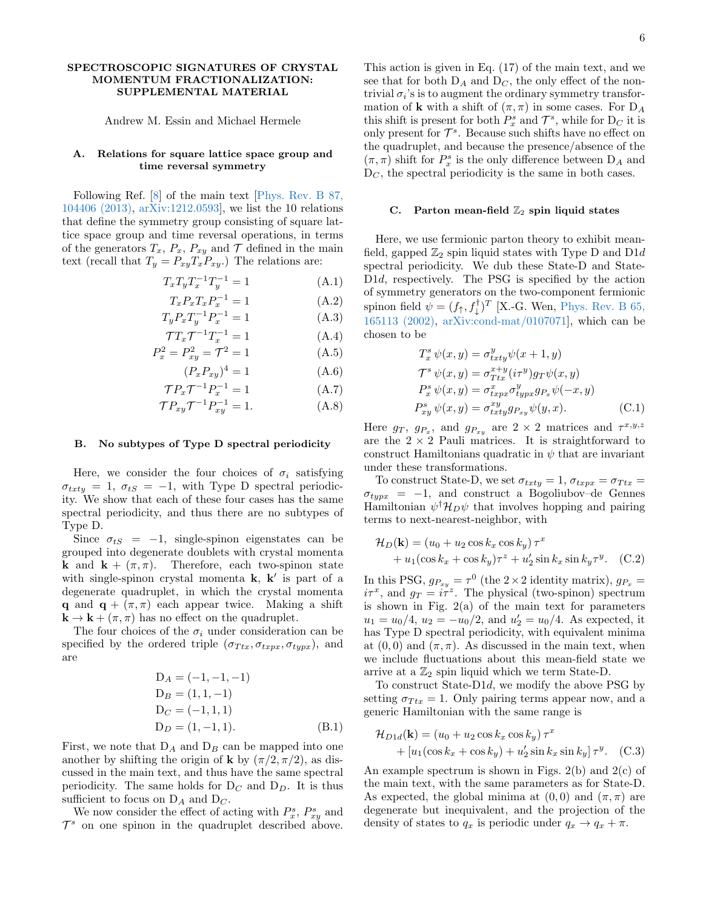# SPECTROSCOPIC SIGNATURES OF CRYSTAL MOMENTUM FRACTIONALIZATION: SUPPLEMENTAL MATERIAL

Andrew M. Essin and Michael Hermele

## A. Relations for square lattice space group and time reversal symmetry

Following Ref. [8] of the main text [Phys. Rev. B 87, 104406 (2013), arXiv:1212.0593], we list the 10 relations that define the symmetry group consisting of square lattice space group and time reversal operations, in terms of the generators $T_x$, $P_x$, $P_{xy}$ and $\mathcal{T}$ defined in the main text (recall that $T_y = P_{xy} T_x P_{xy}$.) The relations are:

$$T_x T_y T_x^{-1} T_y^{-1} = 1 \tag{A.1}$$

$$T_x P_x T_x P_x^{-1} = 1 \tag{A.2}$$

$$T_y P_x T_y^{-1} P_x^{-1} = 1 \tag{A.3}$$

$$\mathcal{T} T_x \mathcal{T}^{-1} T_x^{-1} = 1 \tag{A.4}$$

$$P_x^2 = P_{xy}^2 = \mathcal{T}^2 = 1 \tag{A.5}$$

$$(P_x P_{xy})^4 = 1 \tag{A.6}$$

$$\mathcal{T} P_x \mathcal{T}^{-1} P_x^{-1} = 1 \tag{A.7}$$

$$\mathcal{T} P_{xy} \mathcal{T}^{-1} P_{xy}^{-1} = 1. \tag{A.8}$$

## B. No subtypes of Type D spectral periodicity

Here, we consider the four choices of $\sigma_i$ satisfying $\sigma_{txty} = 1$, $\sigma_{tS} = -1$, with Type D spectral periodicity. We show that each of these four cases has the same spectral periodicity, and thus there are no subtypes of Type D.

Since $\sigma_{tS} = -1$, single-spinon eigenstates can be grouped into degenerate doublets with crystal momenta $\mathbf{k}$ and $\mathbf{k} + (\pi, \pi)$. Therefore, each two-spinon state with single-spinon crystal momenta $\mathbf{k}$, $\mathbf{k}'$ is part of a degenerate quadruplet, in which the crystal momenta $\mathbf{q}$ and $\mathbf{q} + (\pi, \pi)$ each appear twice. Making a shift $\mathbf{k} \to \mathbf{k} + (\pi, \pi)$ has no effect on the quadruplet.

The four choices of the $\sigma_i$ under consideration can be specified by the ordered triple $(\sigma_{Ttx}, \sigma_{txpx}, \sigma_{typx})$, and are

$$\begin{aligned}
\mathrm{D}_A &= (-1, -1, -1) \\
\mathrm{D}_B &= (1, 1, -1) \\
\mathrm{D}_C &= (-1, 1, 1) \\
\mathrm{D}_D &= (1, -1, 1).
\end{aligned} \tag{B.1}$$

First, we note that $\mathrm{D}_A$ and $\mathrm{D}_B$ can be mapped into one another by shifting the origin of $\mathbf{k}$ by $(\pi/2, \pi/2)$, as discussed in the main text, and thus have the same spectral periodicity. The same holds for $\mathrm{D}_C$ and $\mathrm{D}_D$. It is thus sufficient to focus on $\mathrm{D}_A$ and $\mathrm{D}_C$.

We now consider the effect of acting with $P_x^s$, $P_{xy}^s$ and $\mathcal{T}^s$ on one spinon in the quadruplet described above. This action is given in Eq. (17) of the main text, and we see that for both $\mathrm{D}_A$ and $\mathrm{D}_C$, the only effect of the non-trivial $\sigma_i$'s is to augment the ordinary symmetry transformation of $\mathbf{k}$ with a shift of $(\pi, \pi)$ in some cases. For $\mathrm{D}_A$ this shift is present for both $P_x^s$ and $\mathcal{T}^s$, while for $\mathrm{D}_C$ it is only present for $\mathcal{T}^s$. Because such shifts have no effect on the quadruplet, and because the presence/absence of the $(\pi, \pi)$ shift for $P_x^s$ is the only difference between $\mathrm{D}_A$ and $\mathrm{D}_C$, the spectral periodicity is the same in both cases.

## C. Parton mean-field $\mathbb{Z}_2$ spin liquid states

Here, we use fermionic parton theory to exhibit mean-field, gapped $\mathbb{Z}_2$ spin liquid states with Type D and D1$d$ spectral periodicity. We dub these State-D and State-D1$d$, respectively. The PSG is specified by the action of symmetry generators on the two-component fermionic spinon field $\psi = (f_\uparrow, f_\downarrow^\dagger)^T$ [X.-G. Wen, Phys. Rev. B 65, 165113 (2002), arXiv:cond-mat/0107071], which can be chosen to be

$$\begin{aligned}
T_x^s \, \psi(x, y) &= \sigma_{txty}^y \psi(x+1, y) \\
\mathcal{T}^s \, \psi(x, y) &= \sigma_{Ttx}^{x+y} (i\tau^y) g_T \psi(x, y) \\
P_x^s \, \psi(x, y) &= \sigma_{txpx}^x \sigma_{typx}^y g_{P_x} \psi(-x, y) \\
P_{xy}^s \, \psi(x, y) &= \sigma_{txty}^{xy} g_{P_{xy}} \psi(y, x).
\end{aligned} \tag{C.1}$$

Here $g_T$, $g_{P_x}$, and $g_{P_{xy}}$ are $2 \times 2$ matrices and $\tau^{x,y,z}$ are the $2 \times 2$ Pauli matrices. It is straightforward to construct Hamiltonians quadratic in $\psi$ that are invariant under these transformations.

To construct State-D, we set $\sigma_{txty} = 1$, $\sigma_{txpx} = \sigma_{Ttx} = \sigma_{typx} = -1$, and construct a Bogoliubov–de Gennes Hamiltonian $\psi^\dagger \mathcal{H}_D \psi$ that involves hopping and pairing terms to next-nearest-neighbor, with

$$\begin{aligned}
\mathcal{H}_D(\mathbf{k}) = {}& (u_0 + u_2 \cos k_x \cos k_y) \, \tau^x \\
& + u_1 (\cos k_x + \cos k_y) \tau^z + u_2' \sin k_x \sin k_y \tau^y.
\end{aligned} \tag{C.2}$$

In this PSG, $g_{P_{xy}} = \tau^0$ (the $2 \times 2$ identity matrix), $g_{P_x} = i\tau^x$, and $g_T = i\tau^z$. The physical (two-spinon) spectrum is shown in Fig. 2(a) of the main text for parameters $u_1 = u_0/4$, $u_2 = -u_0/2$, and $u_2' = u_0/4$. As expected, it has Type D spectral periodicity, with equivalent minima at $(0, 0)$ and $(\pi, \pi)$. As discussed in the main text, when we include fluctuations about this mean-field state we arrive at a $\mathbb{Z}_2$ spin liquid which we term State-D.

To construct State-D1$d$, we modify the above PSG by setting $\sigma_{Ttx} = 1$. Only pairing terms appear now, and a generic Hamiltonian with the same range is

$$\begin{aligned}
\mathcal{H}_{D1d}(\mathbf{k}) = {}& (u_0 + u_2 \cos k_x \cos k_y) \, \tau^x \\
& + [u_1 (\cos k_x + \cos k_y) + u_2' \sin k_x \sin k_y] \, \tau^y.
\end{aligned} \tag{C.3}$$

An example spectrum is shown in Figs. 2(b) and 2(c) of the main text, with the same parameters as for State-D. As expected, the global minima at $(0, 0)$ and $(\pi, \pi)$ are degenerate but inequivalent, and the projection of the density of states to $q_x$ is periodic under $q_x \to q_x + \pi$.